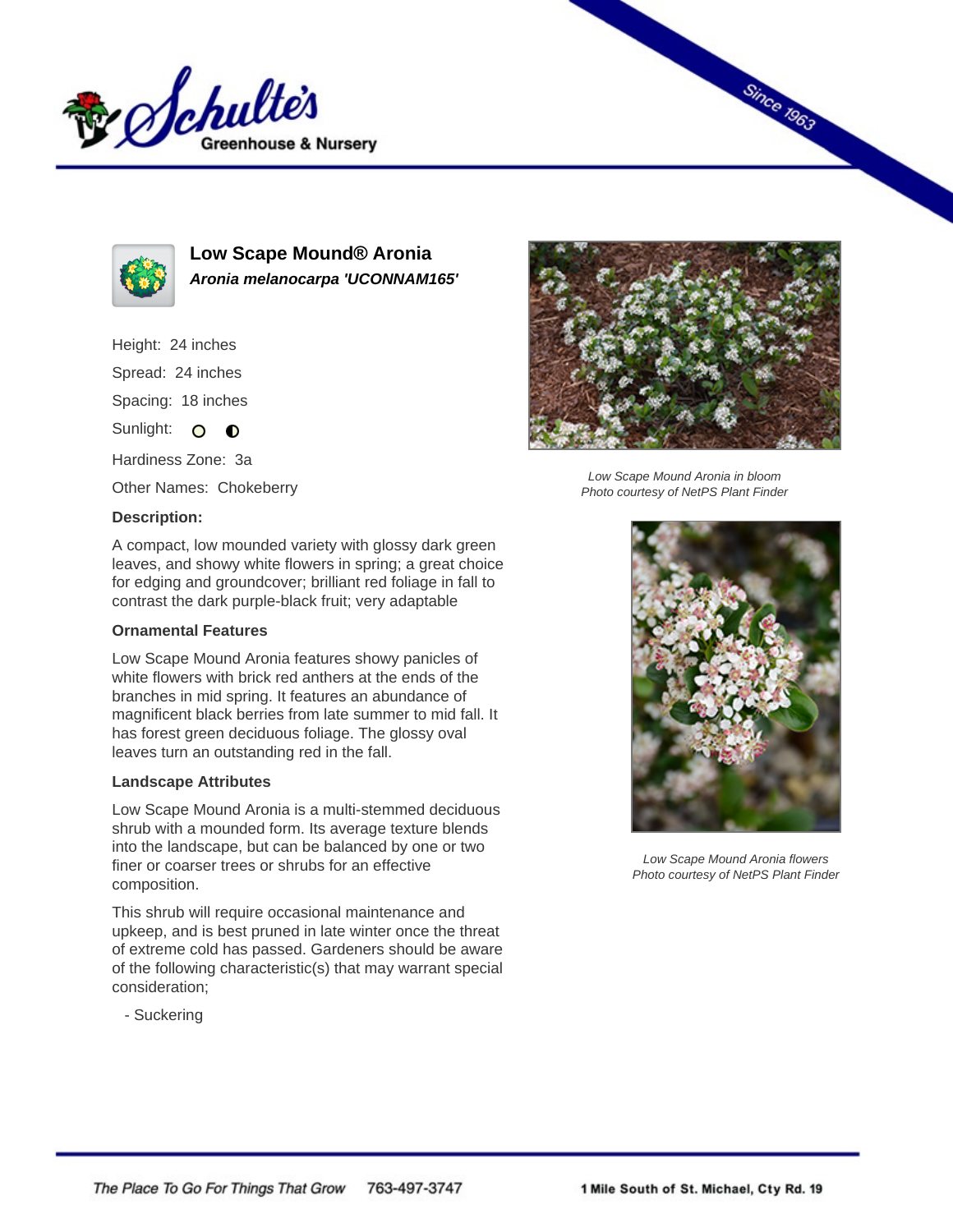# Low Scape Mound® Aronia

***Aronia melanocarpa 'UCONNAM165'***

Height: 24 inches

Spread: 24 inches

Spacing: 18 inches

Sunlight:

Hardiness Zone: 3a

Other Names: Chokeberry

**Description:**

A compact, low mounded variety with glossy dark green leaves, and showy white flowers in spring; a great choice for edging and groundcover; brilliant red foliage in fall to contrast the dark purple-black fruit; very adaptable

### Ornamental Features

Low Scape Mound Aronia features showy panicles of white flowers with brick red anthers at the ends of the branches in mid spring. It features an abundance of magnificent black berries from late summer to mid fall. It has forest green deciduous foliage. The glossy oval leaves turn an outstanding red in the fall.

### Landscape Attributes

Low Scape Mound Aronia is a multi-stemmed deciduous shrub with a mounded form. Its average texture blends into the landscape, but can be balanced by one or two finer or coarser trees or shrubs for an effective composition.

This shrub will require occasional maintenance and upkeep, and is best pruned in late winter once the threat of extreme cold has passed. Gardeners should be aware of the following characteristic(s) that may warrant special consideration;

- Suckering

*Low Scape Mound Aronia in bloom*
*Photo courtesy of NetPS Plant Finder*

*Low Scape Mound Aronia flowers*
*Photo courtesy of NetPS Plant Finder*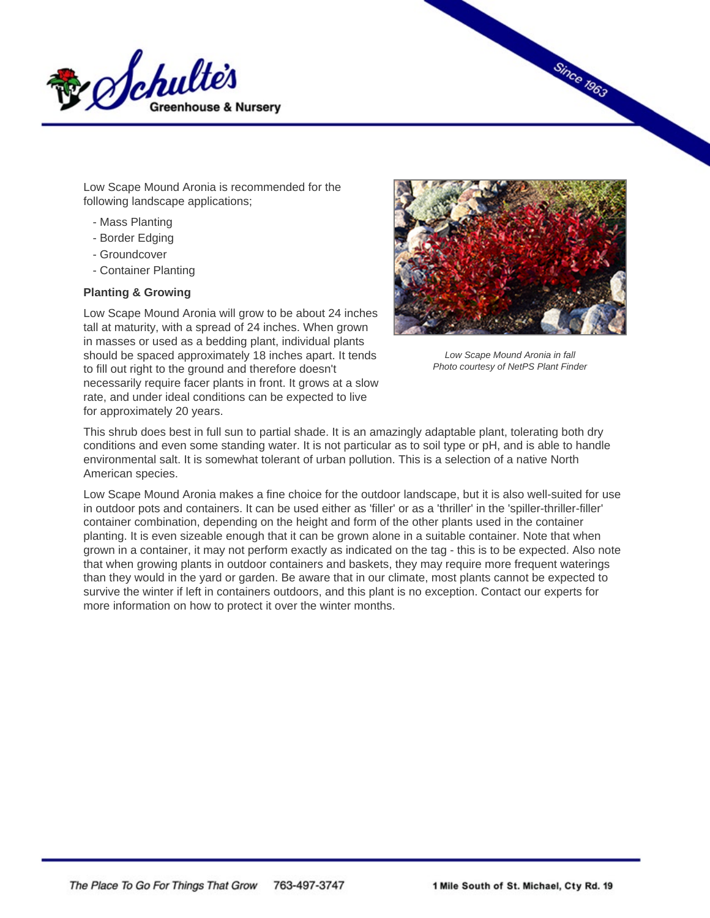Low Scape Mound Aronia is recommended for the following landscape applications;

- Mass Planting
- Border Edging
- Groundcover
- Container Planting

**Planting & Growing**

Low Scape Mound Aronia will grow to be about 24 inches tall at maturity, with a spread of 24 inches. When grown in masses or used as a bedding plant, individual plants should be spaced approximately 18 inches apart. It tends to fill out right to the ground and therefore doesn't necessarily require facer plants in front. It grows at a slow rate, and under ideal conditions can be expected to live for approximately 20 years.

*Low Scape Mound Aronia in fall*
*Photo courtesy of NetPS Plant Finder*

This shrub does best in full sun to partial shade. It is an amazingly adaptable plant, tolerating both dry conditions and even some standing water. It is not particular as to soil type or pH, and is able to handle environmental salt. It is somewhat tolerant of urban pollution. This is a selection of a native North American species.

Low Scape Mound Aronia makes a fine choice for the outdoor landscape, but it is also well-suited for use in outdoor pots and containers. It can be used either as 'filler' or as a 'thriller' in the 'spiller-thriller-filler' container combination, depending on the height and form of the other plants used in the container planting. It is even sizeable enough that it can be grown alone in a suitable container. Note that when grown in a container, it may not perform exactly as indicated on the tag - this is to be expected. Also note that when growing plants in outdoor containers and baskets, they may require more frequent waterings than they would in the yard or garden. Be aware that in our climate, most plants cannot be expected to survive the winter if left in containers outdoors, and this plant is no exception. Contact our experts for more information on how to protect it over the winter months.